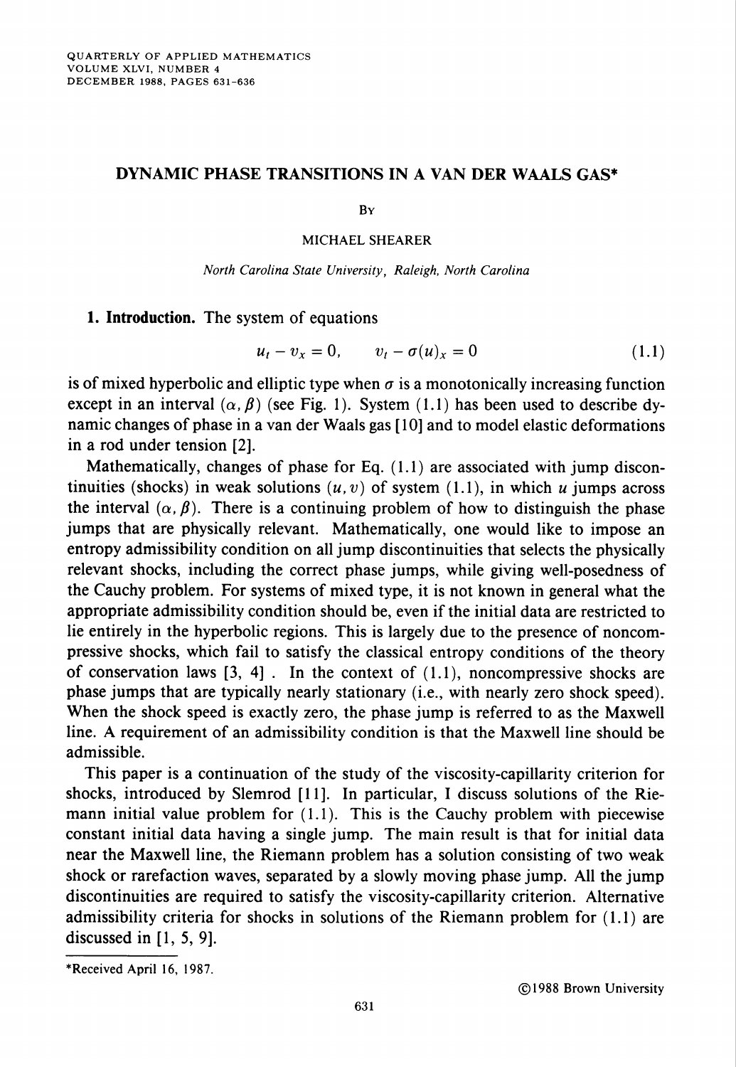# DYNAMIC PHASE TRANSITIONS IN A VAN DER WAALS GAS*

By

MICHAEL SHEARER

*North Carolina State University, Raleigh, North Carolina*

**1. Introduction.** The system of equations

$$u_t - v_x = 0, \qquad v_t - \sigma(u)_x = 0 \tag{1.1}$$

is of mixed hyperbolic and elliptic type when $\sigma$ is a monotonically increasing function except in an interval $(\alpha, \beta)$ (see Fig. 1). System (1.1) has been used to describe dynamic changes of phase in a van der Waals gas [10] and to model elastic deformations in a rod under tension [2].

Mathematically, changes of phase for Eq. (1.1) are associated with jump discontinuities (shocks) in weak solutions $(u, v)$ of system (1.1), in which $u$ jumps across the interval $(\alpha, \beta)$. There is a continuing problem of how to distinguish the phase jumps that are physically relevant. Mathematically, one would like to impose an entropy admissibility condition on all jump discontinuities that selects the physically relevant shocks, including the correct phase jumps, while giving well-posedness of the Cauchy problem. For systems of mixed type, it is not known in general what the appropriate admissibility condition should be, even if the initial data are restricted to lie entirely in the hyperbolic regions. This is largely due to the presence of noncompressive shocks, which fail to satisfy the classical entropy conditions of the theory of conservation laws [3, 4] . In the context of (1.1), noncompressive shocks are phase jumps that are typically nearly stationary (i.e., with nearly zero shock speed). When the shock speed is exactly zero, the phase jump is referred to as the Maxwell line. A requirement of an admissibility condition is that the Maxwell line should be admissible.

This paper is a continuation of the study of the viscosity-capillarity criterion for shocks, introduced by Slemrod [11]. In particular, I discuss solutions of the Riemann initial value problem for (1.1). This is the Cauchy problem with piecewise constant initial data having a single jump. The main result is that for initial data near the Maxwell line, the Riemann problem has a solution consisting of two weak shock or rarefaction waves, separated by a slowly moving phase jump. All the jump discontinuities are required to satisfy the viscosity-capillarity criterion. Alternative admissibility criteria for shocks in solutions of the Riemann problem for (1.1) are discussed in [1, 5, 9].

*Received April 16, 1987.

©1988 Brown University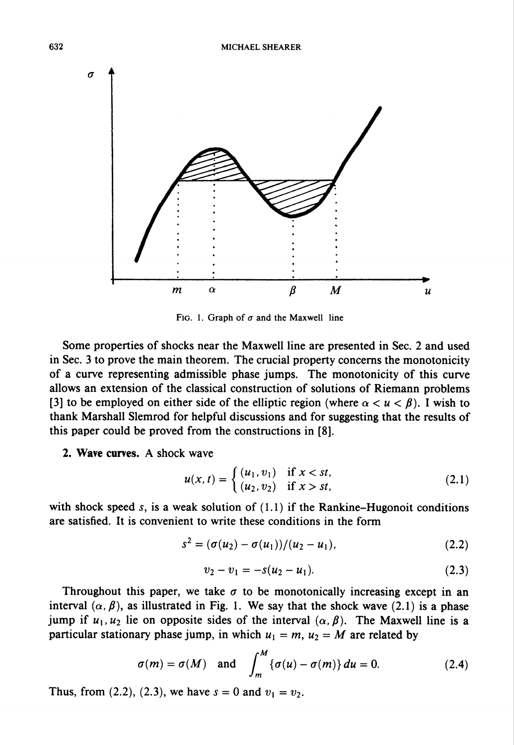FIG. 1. Graph of $\sigma$ and the Maxwell line

Some properties of shocks near the Maxwell line are presented in Sec. 2 and used in Sec. 3 to prove the main theorem. The crucial property concerns the monotonicity of a curve representing admissible phase jumps. The monotonicity of this curve allows an extension of the classical construction of solutions of Riemann problems [3] to be employed on either side of the elliptic region (where $\alpha < u < \beta$). I wish to thank Marshall Slemrod for helpful discussions and for suggesting that the results of this paper could be proved from the constructions in [8].

**2. Wave curves.** A shock wave

$$u(x,t) = \begin{cases} (u_1, v_1) & \text{if } x < st, \\ (u_2, v_2) & \text{if } x > st, \end{cases} \tag{2.1}$$

with shock speed $s$, is a weak solution of (1.1) if the Rankine–Hugoniot conditions are satisfied. It is convenient to write these conditions in the form

$$s^2 = (\sigma(u_2) - \sigma(u_1))/(u_2 - u_1), \tag{2.2}$$

$$v_2 - v_1 = -s(u_2 - u_1). \tag{2.3}$$

Throughout this paper, we take $\sigma$ to be monotonically increasing except in an interval $(\alpha, \beta)$, as illustrated in Fig. 1. We say that the shock wave (2.1) is a phase jump if $u_1, u_2$ lie on opposite sides of the interval $(\alpha, \beta)$. The Maxwell line is a particular stationary phase jump, in which $u_1 = m$, $u_2 = M$ are related by

$$\sigma(m) = \sigma(M) \quad \text{and} \quad \int_m^M \{\sigma(u) - \sigma(m)\}\, du = 0. \tag{2.4}$$

Thus, from (2.2), (2.3), we have $s = 0$ and $v_1 = v_2$.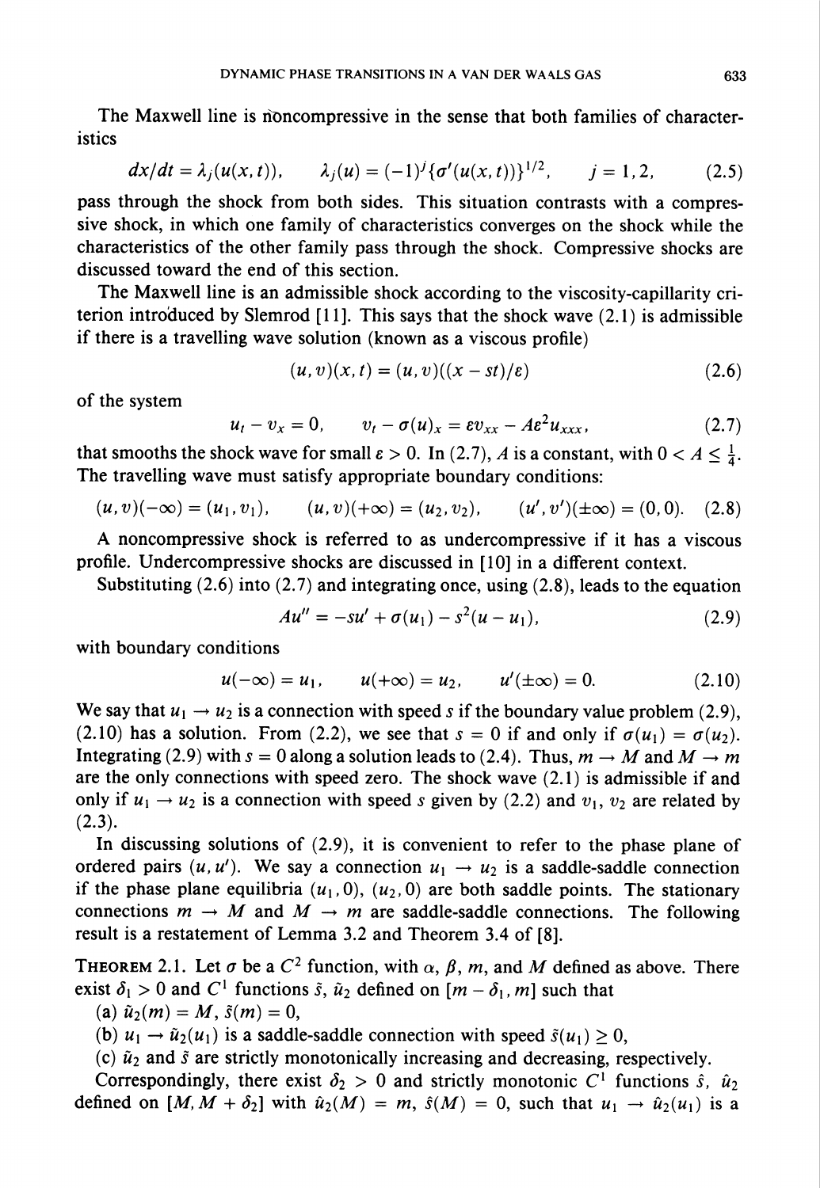The Maxwell line is noncompressive in the sense that both families of characteristics

$$dx/dt = \lambda_j(u(x,t)), \qquad \lambda_j(u) = (-1)^j \{\sigma'(u(x,t))\}^{1/2}, \qquad j = 1, 2, \tag{2.5}$$

pass through the shock from both sides. This situation contrasts with a compressive shock, in which one family of characteristics converges on the shock while the characteristics of the other family pass through the shock. Compressive shocks are discussed toward the end of this section.

The Maxwell line is an admissible shock according to the viscosity-capillarity criterion introduced by Slemrod [11]. This says that the shock wave (2.1) is admissible if there is a travelling wave solution (known as a viscous profile)

$$(u, v)(x, t) = (u, v)((x - st)/\varepsilon) \tag{2.6}$$

of the system

$$u_t - v_x = 0, \qquad v_t - \sigma(u)_x = \varepsilon v_{xx} - A\varepsilon^2 u_{xxx}, \tag{2.7}$$

that smooths the shock wave for small $\varepsilon > 0$. In (2.7), $A$ is a constant, with $0 < A \leq \frac{1}{4}$. The travelling wave must satisfy appropriate boundary conditions:

$$(u, v)(-\infty) = (u_1, v_1), \qquad (u, v)(+\infty) = (u_2, v_2), \qquad (u', v')(\pm\infty) = (0, 0). \tag{2.8}$$

A noncompressive shock is referred to as undercompressive if it has a viscous profile. Undercompressive shocks are discussed in [10] in a different context.

Substituting (2.6) into (2.7) and integrating once, using (2.8), leads to the equation

$$Au'' = -su' + \sigma(u_1) - s^2(u - u_1), \tag{2.9}$$

with boundary conditions

$$u(-\infty) = u_1, \qquad u(+\infty) = u_2, \qquad u'(\pm\infty) = 0. \tag{2.10}$$

We say that $u_1 \to u_2$ is a connection with speed $s$ if the boundary value problem (2.9), (2.10) has a solution. From (2.2), we see that $s = 0$ if and only if $\sigma(u_1) = \sigma(u_2)$. Integrating (2.9) with $s = 0$ along a solution leads to (2.4). Thus, $m \to M$ and $M \to m$ are the only connections with speed zero. The shock wave (2.1) is admissible if and only if $u_1 \to u_2$ is a connection with speed $s$ given by (2.2) and $v_1$, $v_2$ are related by (2.3).

In discussing solutions of (2.9), it is convenient to refer to the phase plane of ordered pairs $(u, u')$. We say a connection $u_1 \to u_2$ is a saddle-saddle connection if the phase plane equilibria $(u_1, 0)$, $(u_2, 0)$ are both saddle points. The stationary connections $m \to M$ and $M \to m$ are saddle-saddle connections. The following result is a restatement of Lemma 3.2 and Theorem 3.4 of [8].

**Theorem 2.1.** *Let $\sigma$ be a $C^2$ function, with $\alpha$, $\beta$, $m$, and $M$ defined as above. There exist $\delta_1 > 0$ and $C^1$ functions $\tilde{s}$, $\tilde{u}_2$ defined on $[m - \delta_1, m]$ such that*

*(a) $\tilde{u}_2(m) = M$, $\tilde{s}(m) = 0$,*

*(b) $u_1 \to \tilde{u}_2(u_1)$ is a saddle-saddle connection with speed $\tilde{s}(u_1) \geq 0$,*

*(c) $\tilde{u}_2$ and $\tilde{s}$ are strictly monotonically increasing and decreasing, respectively.*

*Correspondingly, there exist $\delta_2 > 0$ and strictly monotonic $C^1$ functions $\hat{s}$, $\hat{u}_2$ defined on $[M, M + \delta_2]$ with $\hat{u}_2(M) = m$, $\hat{s}(M) = 0$, such that $u_1 \to \hat{u}_2(u_1)$ is a*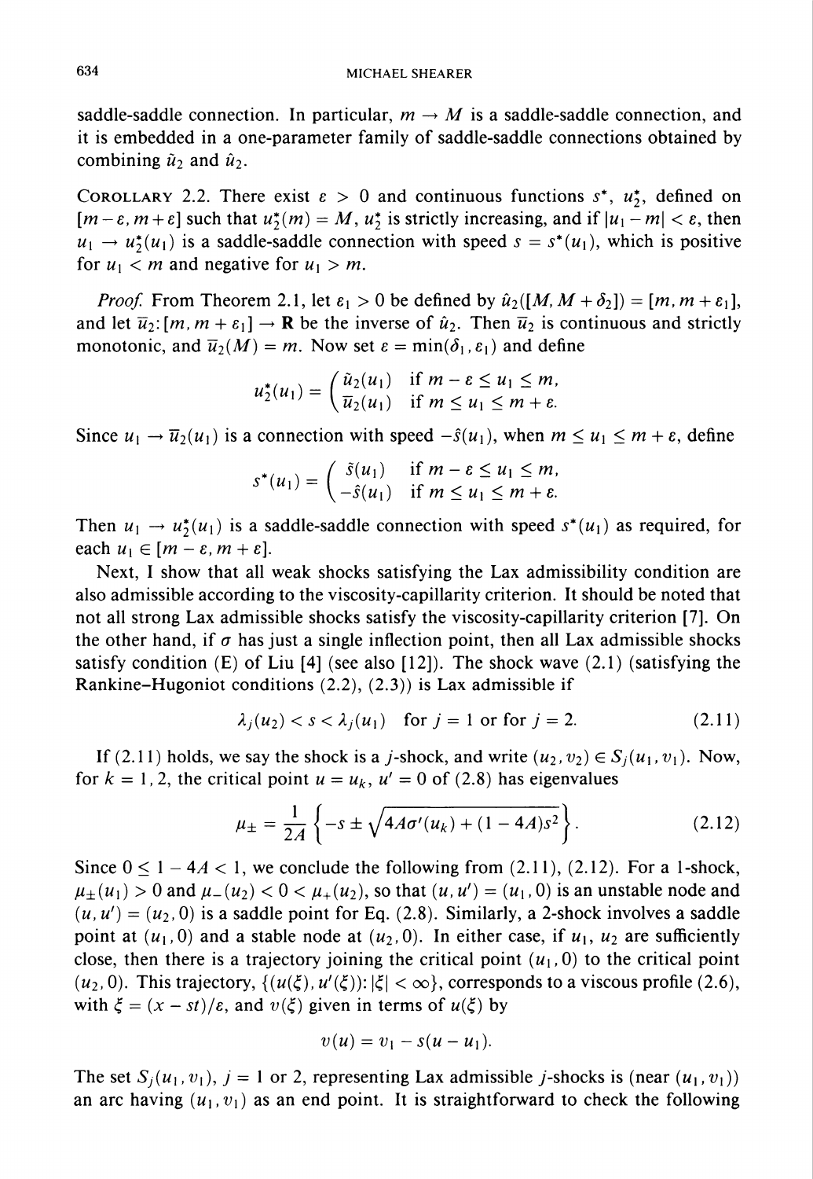saddle-saddle connection. In particular, $m \to M$ is a saddle-saddle connection, and it is embedded in a one-parameter family of saddle-saddle connections obtained by combining $\tilde{u}_2$ and $\hat{u}_2$.

COROLLARY 2.2. There exist $\varepsilon > 0$ and continuous functions $s^*$, $u_2^*$, defined on $[m-\varepsilon, m+\varepsilon]$ such that $u_2^*(m) = M$, $u_2^*$ is strictly increasing, and if $|u_1 - m| < \varepsilon$, then $u_1 \to u_2^*(u_1)$ is a saddle-saddle connection with speed $s = s^*(u_1)$, which is positive for $u_1 < m$ and negative for $u_1 > m$.

*Proof.* From Theorem 2.1, let $\varepsilon_1 > 0$ be defined by $\hat{u}_2([M, M+\delta_2]) = [m, m+\varepsilon_1]$, and let $\overline{u}_2 \colon [m, m+\varepsilon_1] \to \mathbf{R}$ be the inverse of $\hat{u}_2$. Then $\overline{u}_2$ is continuous and strictly monotonic, and $\overline{u}_2(M) = m$. Now set $\varepsilon = \min(\delta_1, \varepsilon_1)$ and define

$$u_2^*(u_1) = \begin{pmatrix} \tilde{u}_2(u_1) & \text{if } m-\varepsilon \le u_1 \le m, \\ \overline{u}_2(u_1) & \text{if } m \le u_1 \le m+\varepsilon. \end{pmatrix}$$

Since $u_1 \to \overline{u}_2(u_1)$ is a connection with speed $-\hat{s}(u_1)$, when $m \le u_1 \le m+\varepsilon$, define

$$s^*(u_1) = \begin{pmatrix} \tilde{s}(u_1) & \text{if } m-\varepsilon \le u_1 \le m, \\ -\hat{s}(u_1) & \text{if } m \le u_1 \le m+\varepsilon. \end{pmatrix}$$

Then $u_1 \to u_2^*(u_1)$ is a saddle-saddle connection with speed $s^*(u_1)$ as required, for each $u_1 \in [m-\varepsilon, m+\varepsilon]$.

Next, I show that all weak shocks satisfying the Lax admissibility condition are also admissible according to the viscosity-capillarity criterion. It should be noted that not all strong Lax admissible shocks satisfy the viscosity-capillarity criterion [7]. On the other hand, if $\sigma$ has just a single inflection point, then all Lax admissible shocks satisfy condition (E) of Liu [4] (see also [12]). The shock wave (2.1) (satisfying the Rankine–Hugoniot conditions (2.2), (2.3)) is Lax admissible if

$$\lambda_j(u_2) < s < \lambda_j(u_1) \quad \text{for } j = 1 \text{ or for } j = 2. \tag{2.11}$$

If (2.11) holds, we say the shock is a $j$-shock, and write $(u_2, v_2) \in S_j(u_1, v_1)$. Now, for $k = 1, 2$, the critical point $u = u_k$, $u' = 0$ of (2.8) has eigenvalues

$$\mu_\pm = \frac{1}{2A}\left\{-s \pm \sqrt{4A\sigma'(u_k) + (1-4A)s^2}\right\}. \tag{2.12}$$

Since $0 \le 1 - 4A < 1$, we conclude the following from (2.11), (2.12). For a 1-shock, $\mu_\pm(u_1) > 0$ and $\mu_-(u_2) < 0 < \mu_+(u_2)$, so that $(u, u') = (u_1, 0)$ is an unstable node and $(u, u') = (u_2, 0)$ is a saddle point for Eq. (2.8). Similarly, a 2-shock involves a saddle point at $(u_1, 0)$ and a stable node at $(u_2, 0)$. In either case, if $u_1$, $u_2$ are sufficiently close, then there is a trajectory joining the critical point $(u_1, 0)$ to the critical point $(u_2, 0)$. This trajectory, $\{(u(\xi), u'(\xi)) \colon |\xi| < \infty\}$, corresponds to a viscous profile (2.6), with $\xi = (x - st)/\varepsilon$, and $v(\xi)$ given in terms of $u(\xi)$ by

$$v(u) = v_1 - s(u - u_1).$$

The set $S_j(u_1, v_1)$, $j = 1$ or $2$, representing Lax admissible $j$-shocks is (near $(u_1, v_1)$) an arc having $(u_1, v_1)$ as an end point. It is straightforward to check the following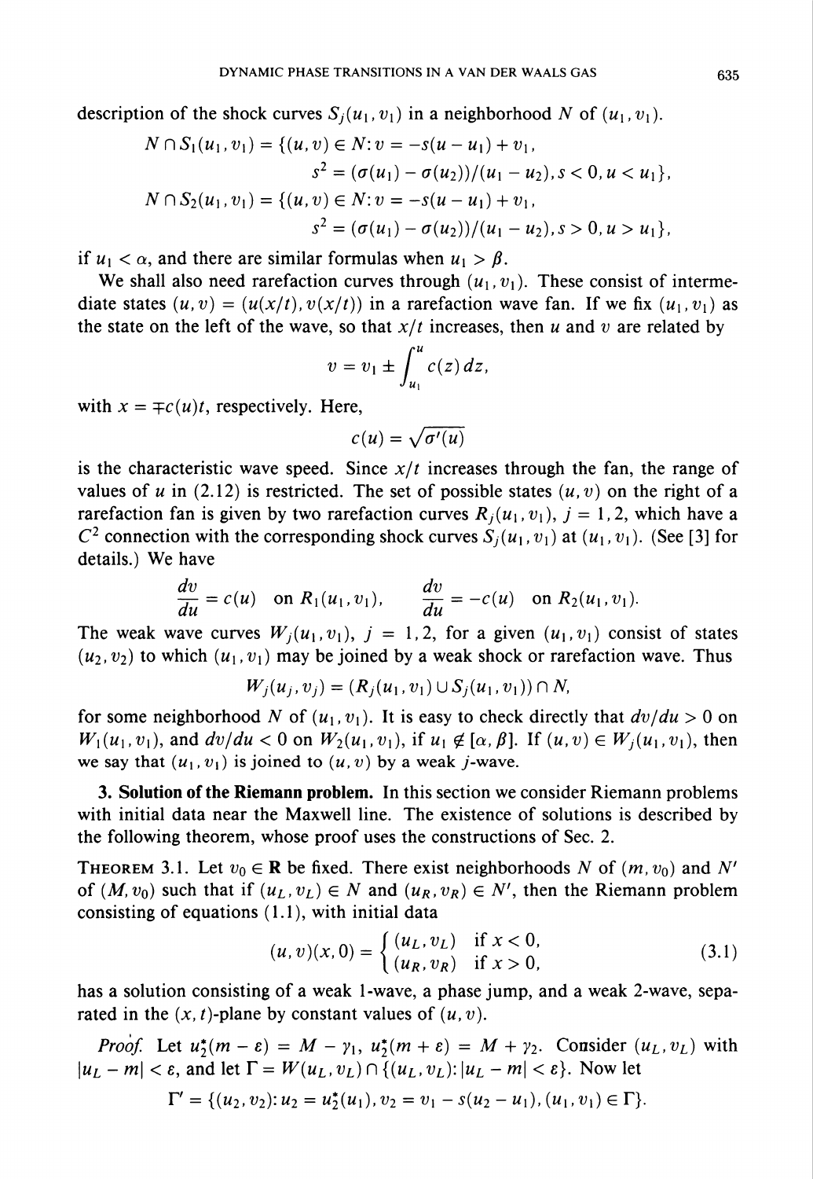description of the shock curves $S_j(u_1, v_1)$ in a neighborhood $N$ of $(u_1, v_1)$.

$$N \cap S_1(u_1, v_1) = \{(u, v) \in N : v = -s(u - u_1) + v_1,$$
$$s^2 = (\sigma(u_1) - \sigma(u_2))/(u_1 - u_2), s < 0, u < u_1\},$$
$$N \cap S_2(u_1, v_1) = \{(u, v) \in N : v = -s(u - u_1) + v_1,$$
$$s^2 = (\sigma(u_1) - \sigma(u_2))/(u_1 - u_2), s > 0, u > u_1\},$$

if $u_1 < \alpha$, and there are similar formulas when $u_1 > \beta$.

We shall also need rarefaction curves through $(u_1, v_1)$. These consist of intermediate states $(u, v) = (u(x/t), v(x/t))$ in a rarefaction wave fan. If we fix $(u_1, v_1)$ as the state on the left of the wave, so that $x/t$ increases, then $u$ and $v$ are related by

$$v = v_1 \pm \int_{u_1}^{u} c(z)\, dz,$$

with $x = \mp c(u)t$, respectively. Here,

$$c(u) = \sqrt{\sigma'(u)}$$

is the characteristic wave speed. Since $x/t$ increases through the fan, the range of values of $u$ in (2.12) is restricted. The set of possible states $(u, v)$ on the right of a rarefaction fan is given by two rarefaction curves $R_j(u_1, v_1)$, $j = 1, 2$, which have a $C^2$ connection with the corresponding shock curves $S_j(u_1, v_1)$ at $(u_1, v_1)$. (See [3] for details.) We have

$$\frac{dv}{du} = c(u) \quad \text{on } R_1(u_1, v_1), \qquad \frac{dv}{du} = -c(u) \quad \text{on } R_2(u_1, v_1).$$

The weak wave curves $W_j(u_1, v_1)$, $j = 1, 2$, for a given $(u_1, v_1)$ consist of states $(u_2, v_2)$ to which $(u_1, v_1)$ may be joined by a weak shock or rarefaction wave. Thus

$$W_j(u_j, v_j) = (R_j(u_1, v_1) \cup S_j(u_1, v_1)) \cap N,$$

for some neighborhood $N$ of $(u_1, v_1)$. It is easy to check directly that $dv/du > 0$ on $W_1(u_1, v_1)$, and $dv/du < 0$ on $W_2(u_1, v_1)$, if $u_1 \notin [\alpha, \beta]$. If $(u, v) \in W_j(u_1, v_1)$, then we say that $(u_1, v_1)$ is joined to $(u, v)$ by a weak $j$-wave.

**3. Solution of the Riemann problem.** In this section we consider Riemann problems with initial data near the Maxwell line. The existence of solutions is described by the following theorem, whose proof uses the constructions of Sec. 2.

THEOREM 3.1. *Let $v_0 \in \mathbf{R}$ be fixed. There exist neighborhoods $N$ of $(m, v_0)$ and $N'$ of $(M, v_0)$ such that if $(u_L, v_L) \in N$ and $(u_R, v_R) \in N'$, then the Riemann problem consisting of equations (1.1), with initial data*

$$(u, v)(x, 0) = \begin{cases} (u_L, v_L) & \text{if } x < 0, \\ (u_R, v_R) & \text{if } x > 0, \end{cases} \tag{3.1}$$

*has a solution consisting of a weak 1-wave, a phase jump, and a weak 2-wave, separated in the $(x, t)$-plane by constant values of $(u, v)$.*

*Proof.* Let $u_2^*(m - \varepsilon) = M - \gamma_1$, $u_2^*(m + \varepsilon) = M + \gamma_2$. Consider $(u_L, v_L)$ with $|u_L - m| < \varepsilon$, and let $\Gamma = W(u_L, v_L) \cap \{(u_L, v_L) : |u_L - m| < \varepsilon\}$. Now let

$$\Gamma' = \{(u_2, v_2) : u_2 = u_2^*(u_1), v_2 = v_1 - s(u_2 - u_1), (u_1, v_1) \in \Gamma\}.$$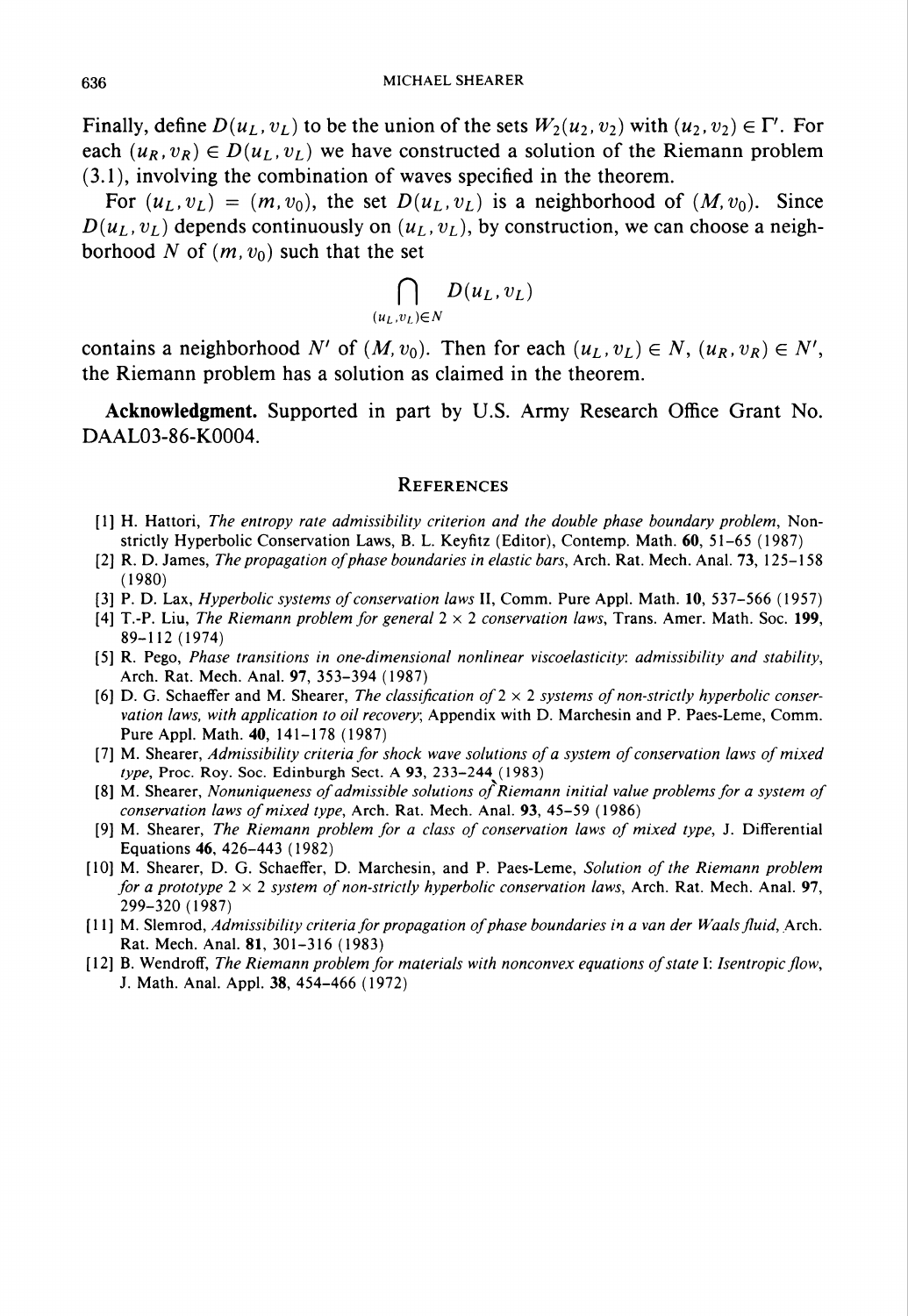Finally, define $D(u_L, v_L)$ to be the union of the sets $W_2(u_2, v_2)$ with $(u_2, v_2) \in \Gamma'$. For each $(u_R, v_R) \in D(u_L, v_L)$ we have constructed a solution of the Riemann problem (3.1), involving the combination of waves specified in the theorem.

For $(u_L, v_L) = (m, v_0)$, the set $D(u_L, v_L)$ is a neighborhood of $(M, v_0)$. Since $D(u_L, v_L)$ depends continuously on $(u_L, v_L)$, by construction, we can choose a neighborhood $N$ of $(m, v_0)$ such that the set

$$\bigcap_{(u_L, v_L) \in N} D(u_L, v_L)$$

contains a neighborhood $N'$ of $(M, v_0)$. Then for each $(u_L, v_L) \in N$, $(u_R, v_R) \in N'$, the Riemann problem has a solution as claimed in the theorem.

**Acknowledgment.** Supported in part by U.S. Army Research Office Grant No. DAAL03-86-K0004.

## References

[1] H. Hattori, *The entropy rate admissibility criterion and the double phase boundary problem*, Nonstrictly Hyperbolic Conservation Laws, B. L. Keyfitz (Editor), Contemp. Math. **60**, 51–65 (1987)

[2] R. D. James, *The propagation of phase boundaries in elastic bars*, Arch. Rat. Mech. Anal. **73**, 125–158 (1980)

[3] P. D. Lax, *Hyperbolic systems of conservation laws* II, Comm. Pure Appl. Math. **10**, 537–566 (1957)

[4] T.-P. Liu, *The Riemann problem for general* $2 \times 2$ *conservation laws*, Trans. Amer. Math. Soc. **199**, 89–112 (1974)

[5] R. Pego, *Phase transitions in one-dimensional nonlinear viscoelasticity: admissibility and stability*, Arch. Rat. Mech. Anal. **97**, 353–394 (1987)

[6] D. G. Schaeffer and M. Shearer, *The classification of* $2 \times 2$ *systems of non-strictly hyperbolic conservation laws, with application to oil recovery*; Appendix with D. Marchesin and P. Paes-Leme, Comm. Pure Appl. Math. **40**, 141–178 (1987)

[7] M. Shearer, *Admissibility criteria for shock wave solutions of a system of conservation laws of mixed type*, Proc. Roy. Soc. Edinburgh Sect. A **93**, 233–244 (1983)

[8] M. Shearer, *Nonuniqueness of admissible solutions of Riemann initial value problems for a system of conservation laws of mixed type*, Arch. Rat. Mech. Anal. **93**, 45–59 (1986)

[9] M. Shearer, *The Riemann problem for a class of conservation laws of mixed type*, J. Differential Equations **46**, 426–443 (1982)

[10] M. Shearer, D. G. Schaeffer, D. Marchesin, and P. Paes-Leme, *Solution of the Riemann problem for a prototype* $2 \times 2$ *system of non-strictly hyperbolic conservation laws*, Arch. Rat. Mech. Anal. **97**, 299–320 (1987)

[11] M. Slemrod, *Admissibility criteria for propagation of phase boundaries in a van der Waals fluid*, Arch. Rat. Mech. Anal. **81**, 301–316 (1983)

[12] B. Wendroff, *The Riemann problem for materials with nonconvex equations of state* I: *Isentropic flow*, J. Math. Anal. Appl. **38**, 454–466 (1972)